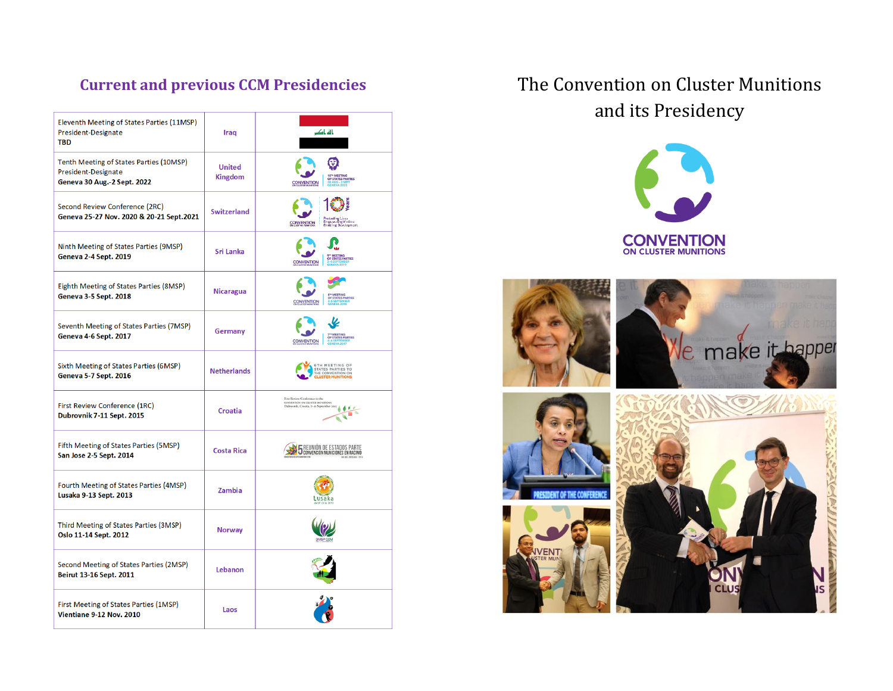## Current and previous CCM Presidencies

| Meeting | Presidency | |
|---|---|---|
| Eleventh Meeting of States Parties (11MSP) President-Designate **TBD** | Iraq | |
| Tenth Meeting of States Parties (10MSP) President-Designate **Geneva 30 Aug.-2 Sept. 2022** | United Kingdom | |
| Second Review Conference (2RC) **Geneva 25-27 Nov. 2020 & 20-21 Sept.2021** | Switzerland | |
| Ninth Meeting of States Parties (9MSP) **Geneva 2-4 Sept. 2019** | Sri Lanka | |
| Eighth Meeting of States Parties (8MSP) **Geneva 3-5 Sept. 2018** | Nicaragua | |
| Seventh Meeting of States Parties (7MSP) **Geneva 4-6 Sept. 2017** | Germany | |
| Sixth Meeting of States Parties (6MSP) **Geneva 5-7 Sept. 2016** | Netherlands | |
| First Review Conference (1RC) **Dubrovnik 7-11 Sept. 2015** | Croatia | |
| Fifth Meeting of States Parties (5MSP) **San Jose 2-5 Sept. 2014** | Costa Rica | |
| Fourth Meeting of States Parties (4MSP) **Lusaka 9-13 Sept. 2013** | Zambia | |
| Third Meeting of States Parties (3MSP) **Oslo 11-14 Sept. 2012** | Norway | |
| Second Meeting of States Parties (2MSP) **Beirut 13-16 Sept. 2011** | Lebanon | |
| First Meeting of States Parties (1MSP) **Vientiane 9-12 Nov. 2010** | Laos | |

# The Convention on Cluster Munitions and its Presidency

CONVENTION ON CLUSTER MUNITIONS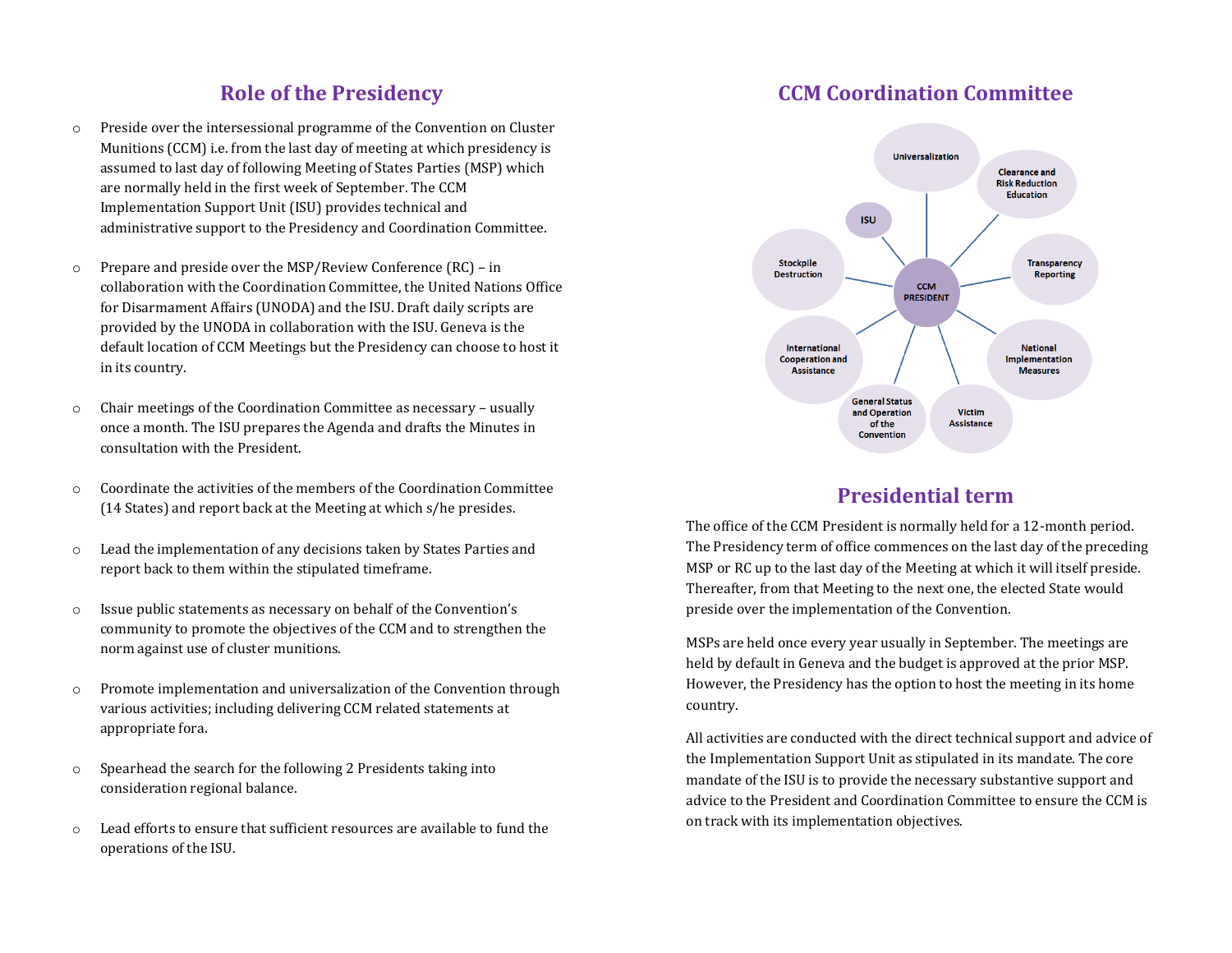## Role of the Presidency

- Preside over the intersessional programme of the Convention on Cluster Munitions (CCM) i.e. from the last day of meeting at which presidency is assumed to last day of following Meeting of States Parties (MSP) which are normally held in the first week of September. The CCM Implementation Support Unit (ISU) provides technical and administrative support to the Presidency and Coordination Committee.

- Prepare and preside over the MSP/Review Conference (RC) – in collaboration with the Coordination Committee, the United Nations Office for Disarmament Affairs (UNODA) and the ISU. Draft daily scripts are provided by the UNODA in collaboration with the ISU. Geneva is the default location of CCM Meetings but the Presidency can choose to host it in its country.

- Chair meetings of the Coordination Committee as necessary – usually once a month. The ISU prepares the Agenda and drafts the Minutes in consultation with the President.

- Coordinate the activities of the members of the Coordination Committee (14 States) and report back at the Meeting at which s/he presides.

- Lead the implementation of any decisions taken by States Parties and report back to them within the stipulated timeframe.

- Issue public statements as necessary on behalf of the Convention's community to promote the objectives of the CCM and to strengthen the norm against use of cluster munitions.

- Promote implementation and universalization of the Convention through various activities; including delivering CCM related statements at appropriate fora.

- Spearhead the search for the following 2 Presidents taking into consideration regional balance.

- Lead efforts to ensure that sufficient resources are available to fund the operations of the ISU.

## CCM Coordination Committee

CCM PRESIDENT

Universalization

Clearance and Risk Reduction Education

Transparency Reporting

National Implementation Measures

Victim Assistance

General Status and Operation of the Convention

International Cooperation and Assistance

Stockpile Destruction

ISU

## Presidential term

The office of the CCM President is normally held for a 12-month period. The Presidency term of office commences on the last day of the preceding MSP or RC up to the last day of the Meeting at which it will itself preside. Thereafter, from that Meeting to the next one, the elected State would preside over the implementation of the Convention.

MSPs are held once every year usually in September. The meetings are held by default in Geneva and the budget is approved at the prior MSP. However, the Presidency has the option to host the meeting in its home country.

All activities are conducted with the direct technical support and advice of the Implementation Support Unit as stipulated in its mandate. The core mandate of the ISU is to provide the necessary substantive support and advice to the President and Coordination Committee to ensure the CCM is on track with its implementation objectives.